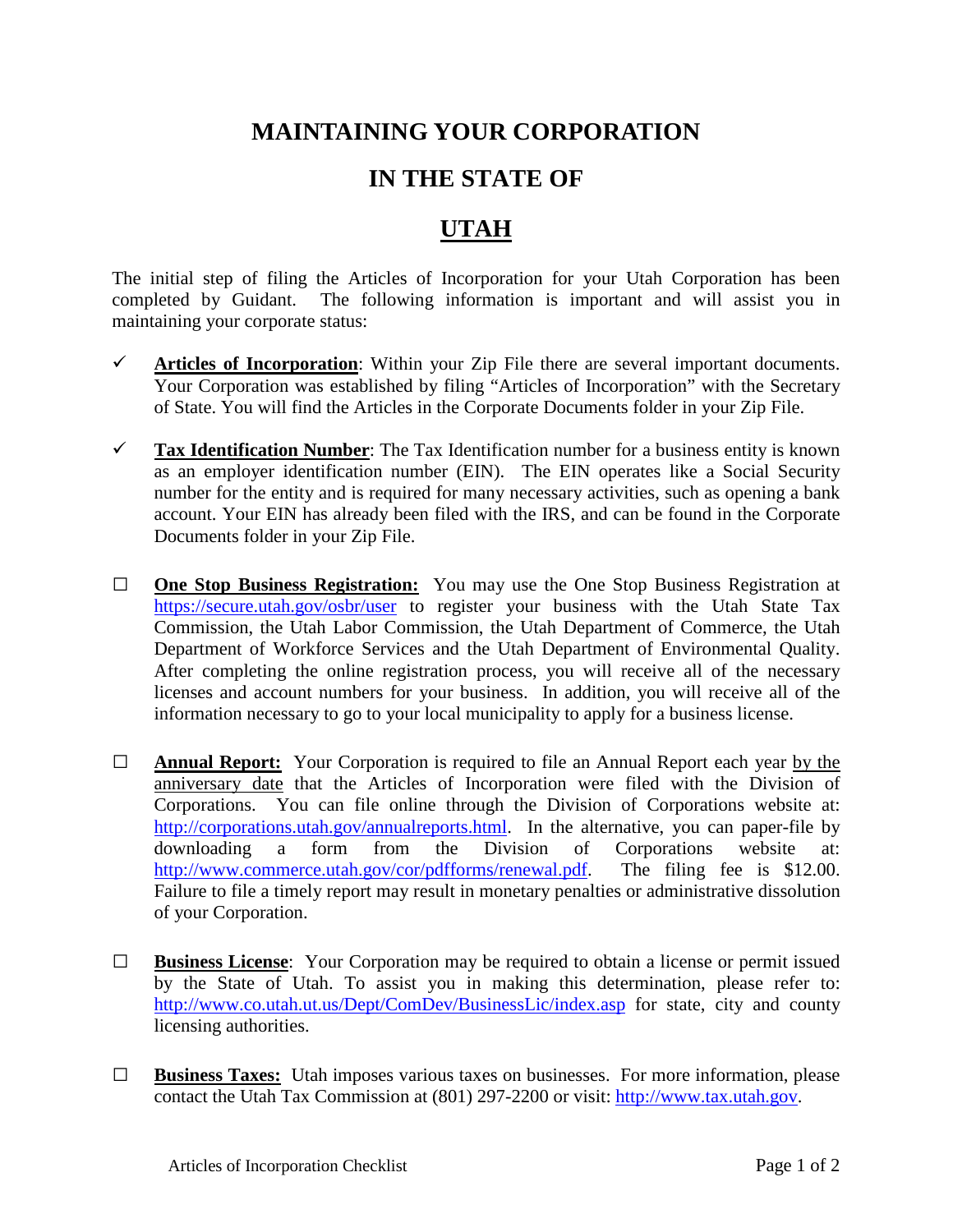# MAINTAINING YOUR CORPORATION

# IN THE STATE OF

# UTAH

The initial step of filing the Articles of Incorporation for your Utah Corporation has been completed by Guidant. The following information is important and will assist you in maintaining your corporate status:

- ✓ **Articles of Incorporation**: Within your Zip File there are several important documents. Your Corporation was established by filing "Articles of Incorporation" with the Secretary of State. You will find the Articles in the Corporate Documents folder in your Zip File.

- ✓ **Tax Identification Number**: The Tax Identification number for a business entity is known as an employer identification number (EIN). The EIN operates like a Social Security number for the entity and is required for many necessary activities, such as opening a bank account. Your EIN has already been filed with the IRS, and can be found in the Corporate Documents folder in your Zip File.

- ☐ **One Stop Business Registration:** You may use the One Stop Business Registration at https://secure.utah.gov/osbr/user to register your business with the Utah State Tax Commission, the Utah Labor Commission, the Utah Department of Commerce, the Utah Department of Workforce Services and the Utah Department of Environmental Quality. After completing the online registration process, you will receive all of the necessary licenses and account numbers for your business. In addition, you will receive all of the information necessary to go to your local municipality to apply for a business license.

- ☐ **Annual Report:** Your Corporation is required to file an Annual Report each year by the anniversary date that the Articles of Incorporation were filed with the Division of Corporations. You can file online through the Division of Corporations website at: http://corporations.utah.gov/annualreports.html. In the alternative, you can paper-file by downloading a form from the Division of Corporations website at: http://www.commerce.utah.gov/cor/pdfforms/renewal.pdf. The filing fee is $12.00. Failure to file a timely report may result in monetary penalties or administrative dissolution of your Corporation.

- ☐ **Business License**: Your Corporation may be required to obtain a license or permit issued by the State of Utah. To assist you in making this determination, please refer to: http://www.co.utah.ut.us/Dept/ComDev/BusinessLic/index.asp for state, city and county licensing authorities.

- ☐ **Business Taxes:** Utah imposes various taxes on businesses. For more information, please contact the Utah Tax Commission at (801) 297-2200 or visit: http://www.tax.utah.gov.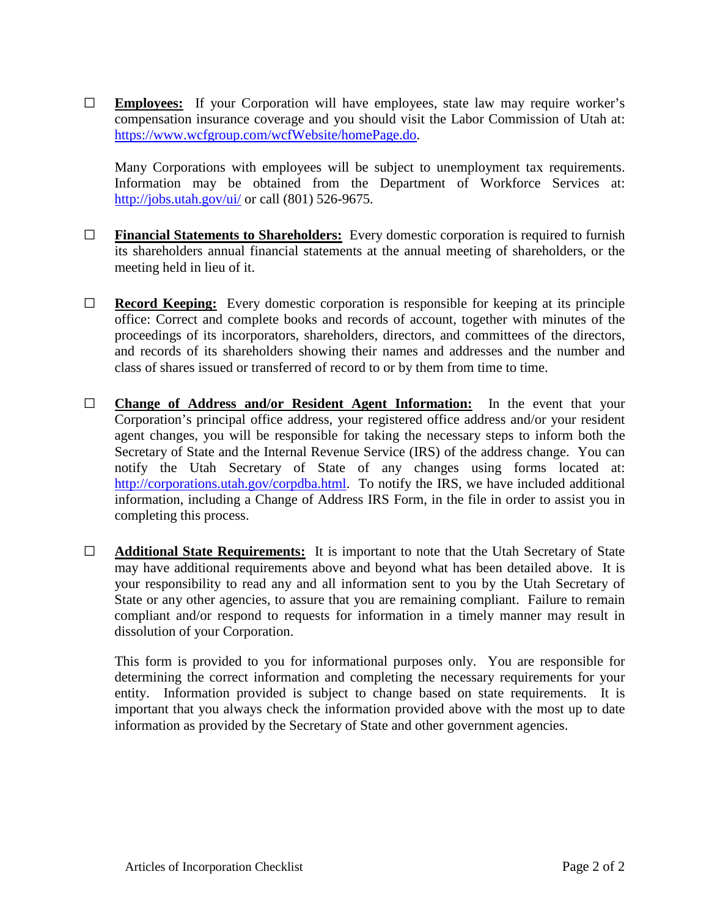☐ **Employees:** If your Corporation will have employees, state law may require worker's compensation insurance coverage and you should visit the Labor Commission of Utah at: https://www.wcfgroup.com/wcfWebsite/homePage.do.

Many Corporations with employees will be subject to unemployment tax requirements. Information may be obtained from the Department of Workforce Services at: http://jobs.utah.gov/ui/ or call (801) 526-9675.

☐ **Financial Statements to Shareholders:** Every domestic corporation is required to furnish its shareholders annual financial statements at the annual meeting of shareholders, or the meeting held in lieu of it.

☐ **Record Keeping:** Every domestic corporation is responsible for keeping at its principle office: Correct and complete books and records of account, together with minutes of the proceedings of its incorporators, shareholders, directors, and committees of the directors, and records of its shareholders showing their names and addresses and the number and class of shares issued or transferred of record to or by them from time to time.

☐ **Change of Address and/or Resident Agent Information:** In the event that your Corporation's principal office address, your registered office address and/or your resident agent changes, you will be responsible for taking the necessary steps to inform both the Secretary of State and the Internal Revenue Service (IRS) of the address change. You can notify the Utah Secretary of State of any changes using forms located at: http://corporations.utah.gov/corpdba.html. To notify the IRS, we have included additional information, including a Change of Address IRS Form, in the file in order to assist you in completing this process.

☐ **Additional State Requirements:** It is important to note that the Utah Secretary of State may have additional requirements above and beyond what has been detailed above. It is your responsibility to read any and all information sent to you by the Utah Secretary of State or any other agencies, to assure that you are remaining compliant. Failure to remain compliant and/or respond to requests for information in a timely manner may result in dissolution of your Corporation.

This form is provided to you for informational purposes only. You are responsible for determining the correct information and completing the necessary requirements for your entity. Information provided is subject to change based on state requirements. It is important that you always check the information provided above with the most up to date information as provided by the Secretary of State and other government agencies.